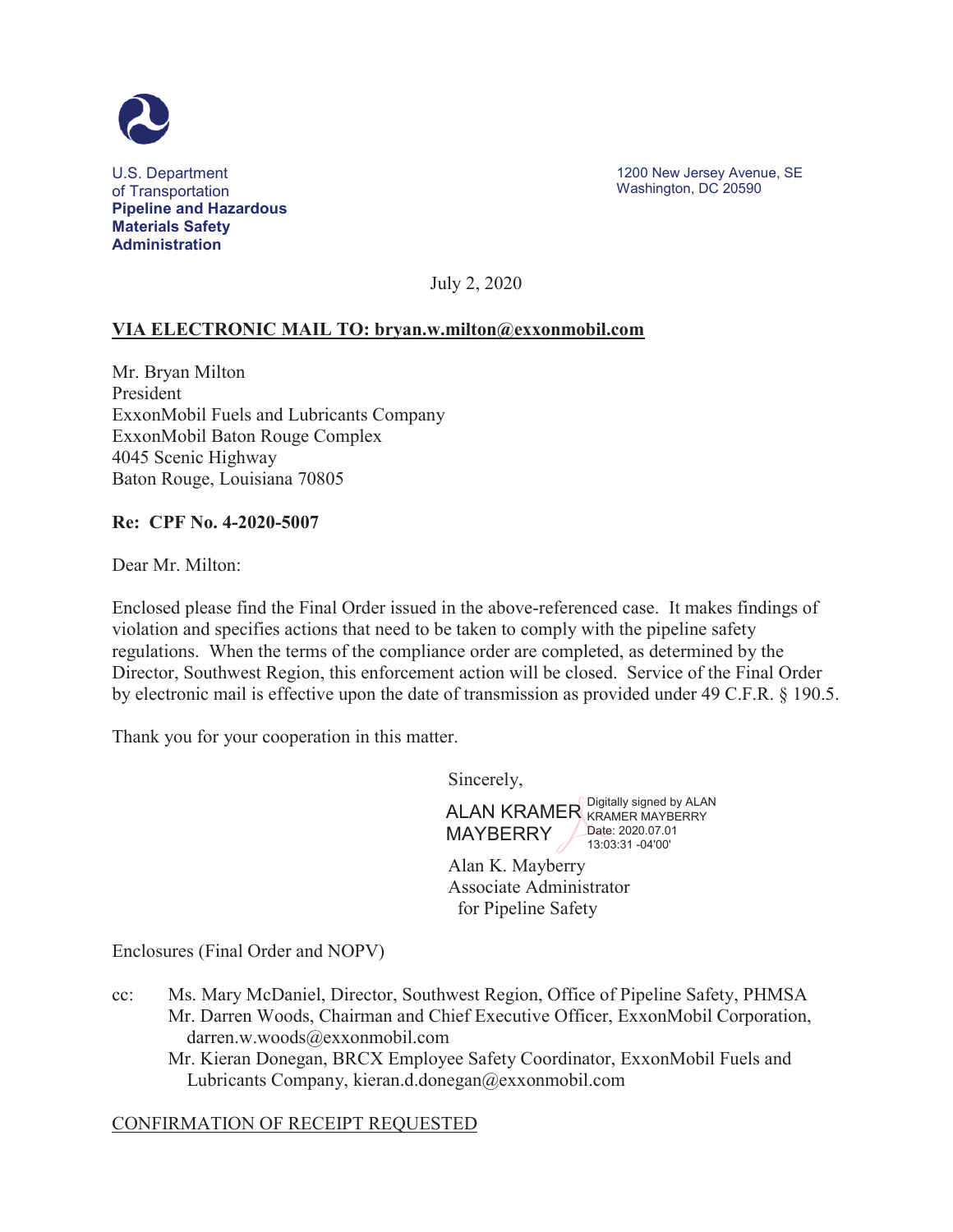U.S. Department of Transportation
**Pipeline and Hazardous Materials Safety Administration**

1200 New Jersey Avenue, SE
Washington, DC 20590

July 2, 2020

**VIA ELECTRONIC MAIL TO: bryan.w.milton@exxonmobil.com**

Mr. Bryan Milton
President
ExxonMobil Fuels and Lubricants Company
ExxonMobil Baton Rouge Complex
4045 Scenic Highway
Baton Rouge, Louisiana 70805

**Re: CPF No. 4-2020-5007**

Dear Mr. Milton:

Enclosed please find the Final Order issued in the above-referenced case. It makes findings of violation and specifies actions that need to be taken to comply with the pipeline safety regulations. When the terms of the compliance order are completed, as determined by the Director, Southwest Region, this enforcement action will be closed. Service of the Final Order by electronic mail is effective upon the date of transmission as provided under 49 C.F.R. § 190.5.

Thank you for your cooperation in this matter.

Sincerely,

ALAN KRAMER MAYBERRY
Digitally signed by ALAN KRAMER MAYBERRY
Date: 2020.07.01 13:03:31 -04'00'

Alan K. Mayberry
Associate Administrator
for Pipeline Safety

Enclosures (Final Order and NOPV)

cc: Ms. Mary McDaniel, Director, Southwest Region, Office of Pipeline Safety, PHMSA
Mr. Darren Woods, Chairman and Chief Executive Officer, ExxonMobil Corporation, darren.w.woods@exxonmobil.com
Mr. Kieran Donegan, BRCX Employee Safety Coordinator, ExxonMobil Fuels and Lubricants Company, kieran.d.donegan@exxonmobil.com

CONFIRMATION OF RECEIPT REQUESTED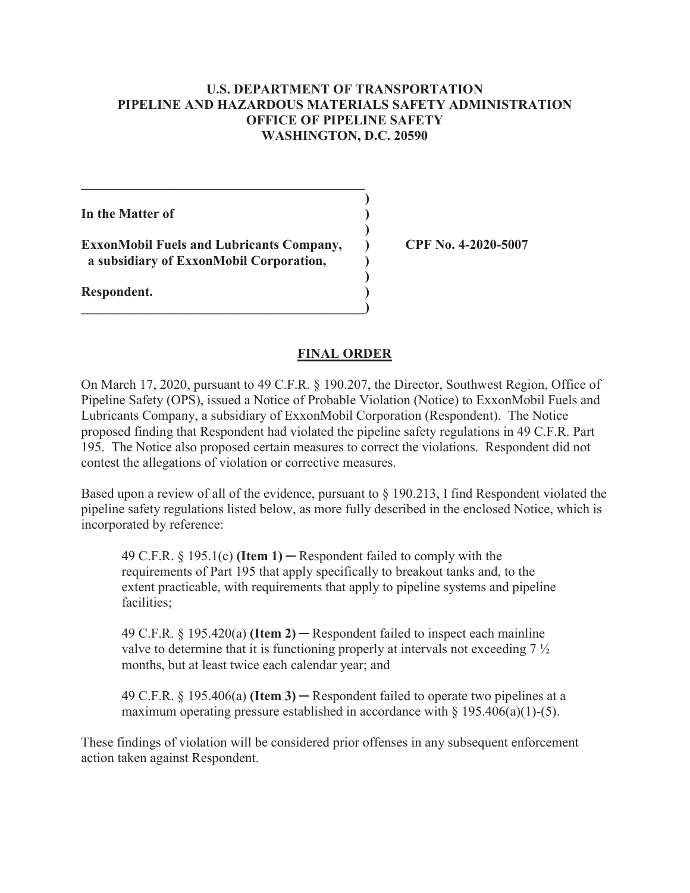**U.S. DEPARTMENT OF TRANSPORTATION**
**PIPELINE AND HAZARDOUS MATERIALS SAFETY ADMINISTRATION**
**OFFICE OF PIPELINE SAFETY**
**WASHINGTON, D.C. 20590**

| | | |
|---|---|---|
| **In the Matter of** | ) | |
| **ExxonMobil Fuels and Lubricants Company, a subsidiary of ExxonMobil Corporation,** | ) | **CPF No. 4-2020-5007** |
| **Respondent.** | ) | |

## FINAL ORDER

On March 17, 2020, pursuant to 49 C.F.R. § 190.207, the Director, Southwest Region, Office of Pipeline Safety (OPS), issued a Notice of Probable Violation (Notice) to ExxonMobil Fuels and Lubricants Company, a subsidiary of ExxonMobil Corporation (Respondent). The Notice proposed finding that Respondent had violated the pipeline safety regulations in 49 C.F.R. Part 195. The Notice also proposed certain measures to correct the violations. Respondent did not contest the allegations of violation or corrective measures.

Based upon a review of all of the evidence, pursuant to § 190.213, I find Respondent violated the pipeline safety regulations listed below, as more fully described in the enclosed Notice, which is incorporated by reference:

> 49 C.F.R. § 195.1(c) **(Item 1)** ─ Respondent failed to comply with the requirements of Part 195 that apply specifically to breakout tanks and, to the extent practicable, with requirements that apply to pipeline systems and pipeline facilities;
>
> 49 C.F.R. § 195.420(a) **(Item 2)** ─ Respondent failed to inspect each mainline valve to determine that it is functioning properly at intervals not exceeding 7 ½ months, but at least twice each calendar year; and
>
> 49 C.F.R. § 195.406(a) **(Item 3)** ─ Respondent failed to operate two pipelines at a maximum operating pressure established in accordance with § 195.406(a)(1)-(5).

These findings of violation will be considered prior offenses in any subsequent enforcement action taken against Respondent.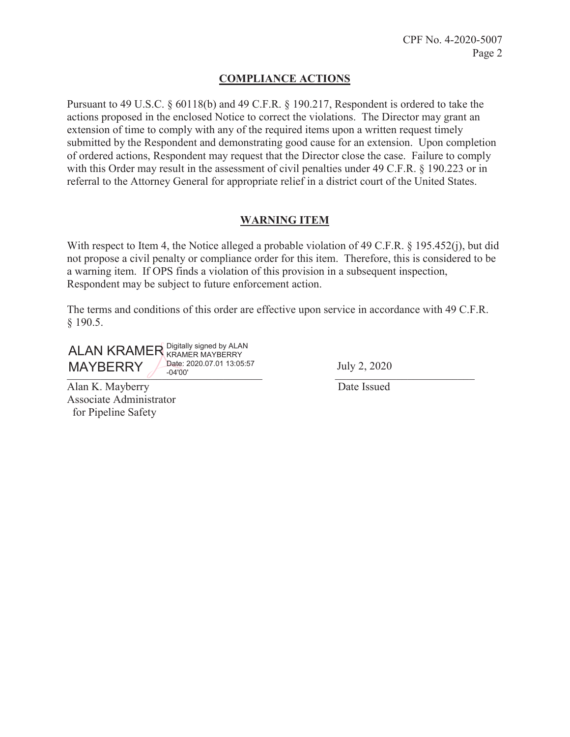## COMPLIANCE ACTIONS

Pursuant to 49 U.S.C. § 60118(b) and 49 C.F.R. § 190.217, Respondent is ordered to take the actions proposed in the enclosed Notice to correct the violations. The Director may grant an extension of time to comply with any of the required items upon a written request timely submitted by the Respondent and demonstrating good cause for an extension. Upon completion of ordered actions, Respondent may request that the Director close the case. Failure to comply with this Order may result in the assessment of civil penalties under 49 C.F.R. § 190.223 or in referral to the Attorney General for appropriate relief in a district court of the United States.

## WARNING ITEM

With respect to Item 4, the Notice alleged a probable violation of 49 C.F.R. § 195.452(j), but did not propose a civil penalty or compliance order for this item. Therefore, this is considered to be a warning item. If OPS finds a violation of this provision in a subsequent inspection, Respondent may be subject to future enforcement action.

The terms and conditions of this order are effective upon service in accordance with 49 C.F.R. § 190.5.

ALAN KRAMER MAYBERRY Digitally signed by ALAN KRAMER MAYBERRY Date: 2020.07.01 13:05:57 -04'00'

Alan K. Mayberry
Associate Administrator
for Pipeline Safety

July 2, 2020

Date Issued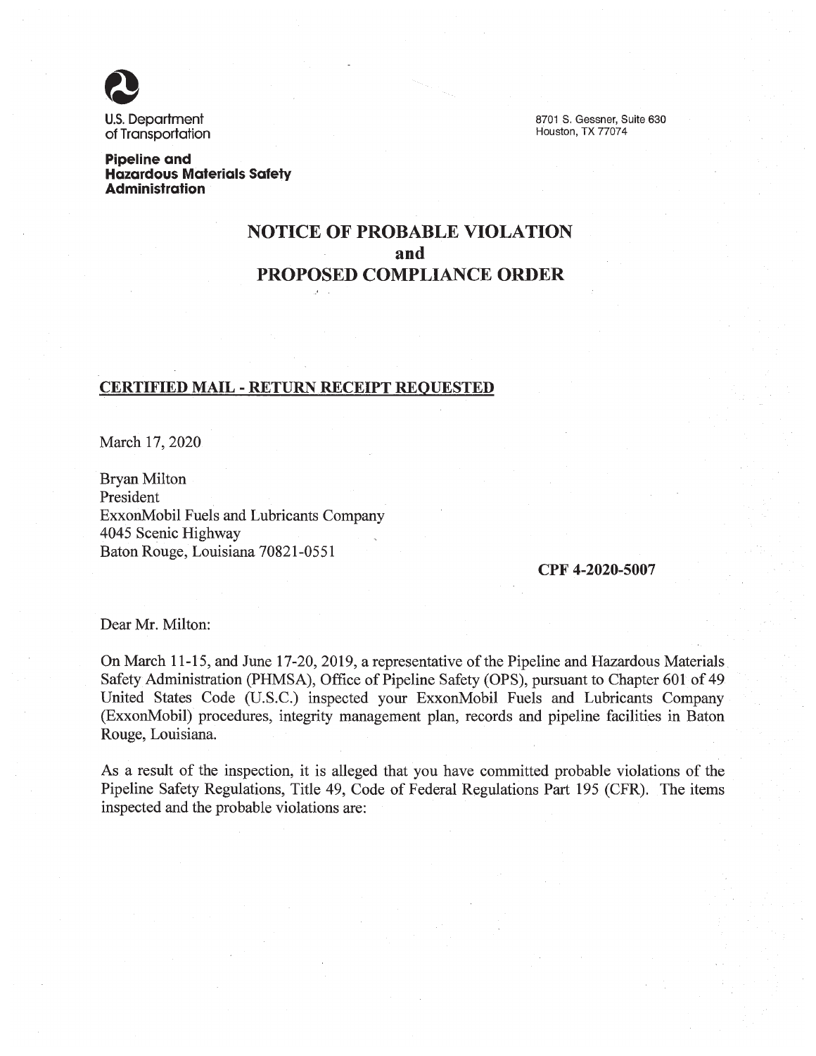U.S. Department of Transportation

**Pipeline and Hazardous Materials Safety Administration**

8701 S. Gessner, Suite 630
Houston, TX 77074

# NOTICE OF PROBABLE VIOLATION
# and
# PROPOSED COMPLIANCE ORDER

**CERTIFIED MAIL - RETURN RECEIPT REQUESTED**

March 17, 2020

Bryan Milton
President
ExxonMobil Fuels and Lubricants Company
4045 Scenic Highway
Baton Rouge, Louisiana 70821-0551

**CPF 4-2020-5007**

Dear Mr. Milton:

On March 11-15, and June 17-20, 2019, a representative of the Pipeline and Hazardous Materials Safety Administration (PHMSA), Office of Pipeline Safety (OPS), pursuant to Chapter 601 of 49 United States Code (U.S.C.) inspected your ExxonMobil Fuels and Lubricants Company (ExxonMobil) procedures, integrity management plan, records and pipeline facilities in Baton Rouge, Louisiana.

As a result of the inspection, it is alleged that you have committed probable violations of the Pipeline Safety Regulations, Title 49, Code of Federal Regulations Part 195 (CFR). The items inspected and the probable violations are: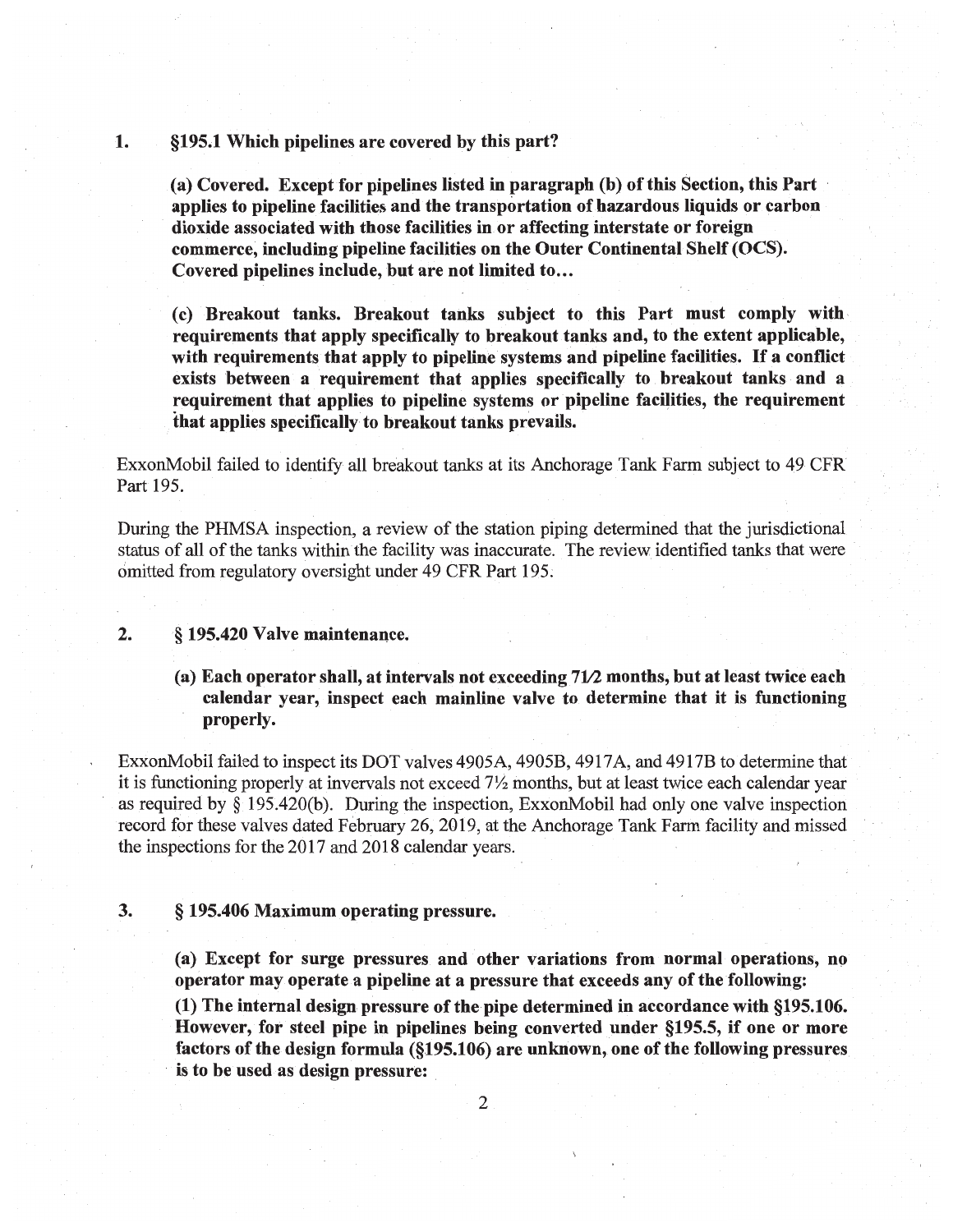1. **§195.1 Which pipelines are covered by this part?**

   **(a) Covered. Except for pipelines listed in paragraph (b) of this Section, this Part applies to pipeline facilities and the transportation of hazardous liquids or carbon dioxide associated with those facilities in or affecting interstate or foreign commerce, including pipeline facilities on the Outer Continental Shelf (OCS). Covered pipelines include, but are not limited to…**

   **(c) Breakout tanks. Breakout tanks subject to this Part must comply with requirements that apply specifically to breakout tanks and, to the extent applicable, with requirements that apply to pipeline systems and pipeline facilities. If a conflict exists between a requirement that applies specifically to breakout tanks and a requirement that applies to pipeline systems or pipeline facilities, the requirement that applies specifically to breakout tanks prevails.**

ExxonMobil failed to identify all breakout tanks at its Anchorage Tank Farm subject to 49 CFR Part 195.

During the PHMSA inspection, a review of the station piping determined that the jurisdictional status of all of the tanks within the facility was inaccurate. The review identified tanks that were omitted from regulatory oversight under 49 CFR Part 195.

2. **§ 195.420 Valve maintenance.**

   **(a) Each operator shall, at intervals not exceeding 7½ months, but at least twice each calendar year, inspect each mainline valve to determine that it is functioning properly.**

ExxonMobil failed to inspect its DOT valves 4905A, 4905B, 4917A, and 4917B to determine that it is functioning properly at invervals not exceed 7½ months, but at least twice each calendar year as required by § 195.420(b). During the inspection, ExxonMobil had only one valve inspection record for these valves dated February 26, 2019, at the Anchorage Tank Farm facility and missed the inspections for the 2017 and 2018 calendar years.

3. **§ 195.406 Maximum operating pressure.**

   **(a) Except for surge pressures and other variations from normal operations, no operator may operate a pipeline at a pressure that exceeds any of the following:**

   **(1) The internal design pressure of the pipe determined in accordance with §195.106. However, for steel pipe in pipelines being converted under §195.5, if one or more factors of the design formula (§195.106) are unknown, one of the following pressures is to be used as design pressure:**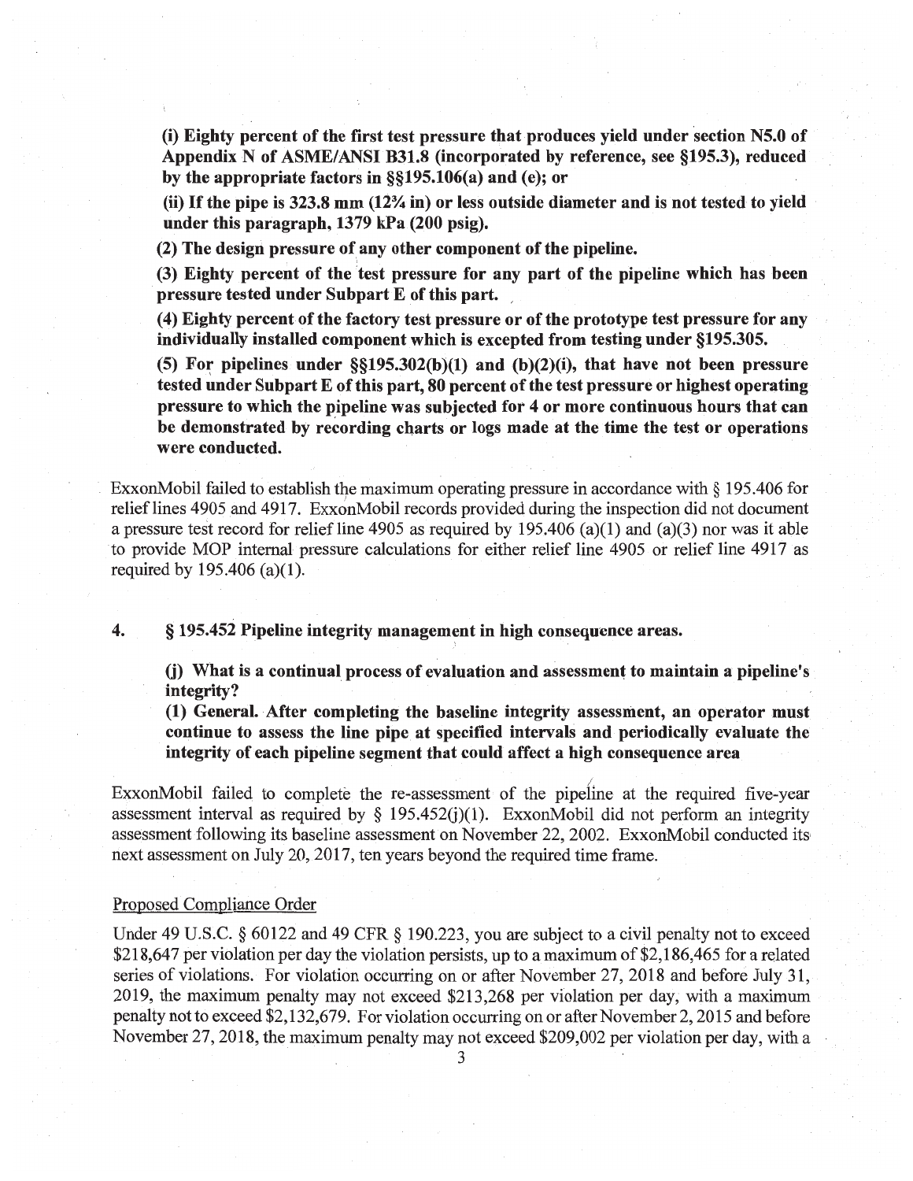**(i) Eighty percent of the first test pressure that produces yield under section N5.0 of Appendix N of ASME/ANSI B31.8 (incorporated by reference, see §195.3), reduced by the appropriate factors in §§195.106(a) and (e); or**

**(ii) If the pipe is 323.8 mm (12¾ in) or less outside diameter and is not tested to yield under this paragraph, 1379 kPa (200 psig).**

**(2) The design pressure of any other component of the pipeline.**

**(3) Eighty percent of the test pressure for any part of the pipeline which has been pressure tested under Subpart E of this part.**

**(4) Eighty percent of the factory test pressure or of the prototype test pressure for any individually installed component which is excepted from testing under §195.305.**

**(5) For pipelines under §§195.302(b)(1) and (b)(2)(i), that have not been pressure tested under Subpart E of this part, 80 percent of the test pressure or highest operating pressure to which the pipeline was subjected for 4 or more continuous hours that can be demonstrated by recording charts or logs made at the time the test or operations were conducted.**

ExxonMobil failed to establish the maximum operating pressure in accordance with § 195.406 for relief lines 4905 and 4917. ExxonMobil records provided during the inspection did not document a pressure test record for relief line 4905 as required by 195.406 (a)(1) and (a)(3) nor was it able to provide MOP internal pressure calculations for either relief line 4905 or relief line 4917 as required by 195.406 (a)(1).

4. **§ 195.452 Pipeline integrity management in high consequence areas.**

**(j) What is a continual process of evaluation and assessment to maintain a pipeline's integrity?**
**(1) General. After completing the baseline integrity assessment, an operator must continue to assess the line pipe at specified intervals and periodically evaluate the integrity of each pipeline segment that could affect a high consequence area**

ExxonMobil failed to complete the re-assessment of the pipeline at the required five-year assessment interval as required by § 195.452(j)(1). ExxonMobil did not perform an integrity assessment following its baseline assessment on November 22, 2002. ExxonMobil conducted its next assessment on July 20, 2017, ten years beyond the required time frame.

Proposed Compliance Order

Under 49 U.S.C. § 60122 and 49 CFR § 190.223, you are subject to a civil penalty not to exceed $218,647 per violation per day the violation persists, up to a maximum of $2,186,465 for a related series of violations. For violation occurring on or after November 27, 2018 and before July 31, 2019, the maximum penalty may not exceed $213,268 per violation per day, with a maximum penalty not to exceed $2,132,679. For violation occurring on or after November 2, 2015 and before November 27, 2018, the maximum penalty may not exceed $209,002 per violation per day, with a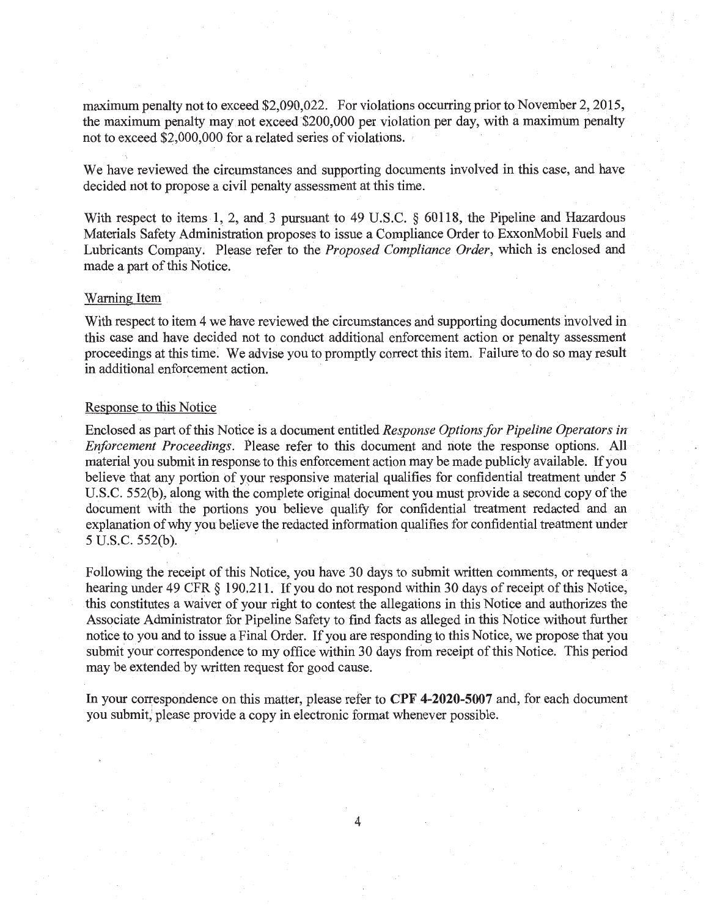maximum penalty not to exceed $2,090,022. For violations occurring prior to November 2, 2015, the maximum penalty may not exceed $200,000 per violation per day, with a maximum penalty not to exceed $2,000,000 for a related series of violations.

We have reviewed the circumstances and supporting documents involved in this case, and have decided not to propose a civil penalty assessment at this time.

With respect to items 1, 2, and 3 pursuant to 49 U.S.C. § 60118, the Pipeline and Hazardous Materials Safety Administration proposes to issue a Compliance Order to ExxonMobil Fuels and Lubricants Company. Please refer to the *Proposed Compliance Order*, which is enclosed and made a part of this Notice.

## Warning Item

With respect to item 4 we have reviewed the circumstances and supporting documents involved in this case and have decided not to conduct additional enforcement action or penalty assessment proceedings at this time. We advise you to promptly correct this item. Failure to do so may result in additional enforcement action.

## Response to this Notice

Enclosed as part of this Notice is a document entitled *Response Options for Pipeline Operators in Enforcement Proceedings*. Please refer to this document and note the response options. All material you submit in response to this enforcement action may be made publicly available. If you believe that any portion of your responsive material qualifies for confidential treatment under 5 U.S.C. 552(b), along with the complete original document you must provide a second copy of the document with the portions you believe qualify for confidential treatment redacted and an explanation of why you believe the redacted information qualifies for confidential treatment under 5 U.S.C. 552(b).

Following the receipt of this Notice, you have 30 days to submit written comments, or request a hearing under 49 CFR § 190.211. If you do not respond within 30 days of receipt of this Notice, this constitutes a waiver of your right to contest the allegations in this Notice and authorizes the Associate Administrator for Pipeline Safety to find facts as alleged in this Notice without further notice to you and to issue a Final Order. If you are responding to this Notice, we propose that you submit your correspondence to my office within 30 days from receipt of this Notice. This period may be extended by written request for good cause.

In your correspondence on this matter, please refer to **CPF 4-2020-5007** and, for each document you submit, please provide a copy in electronic format whenever possible.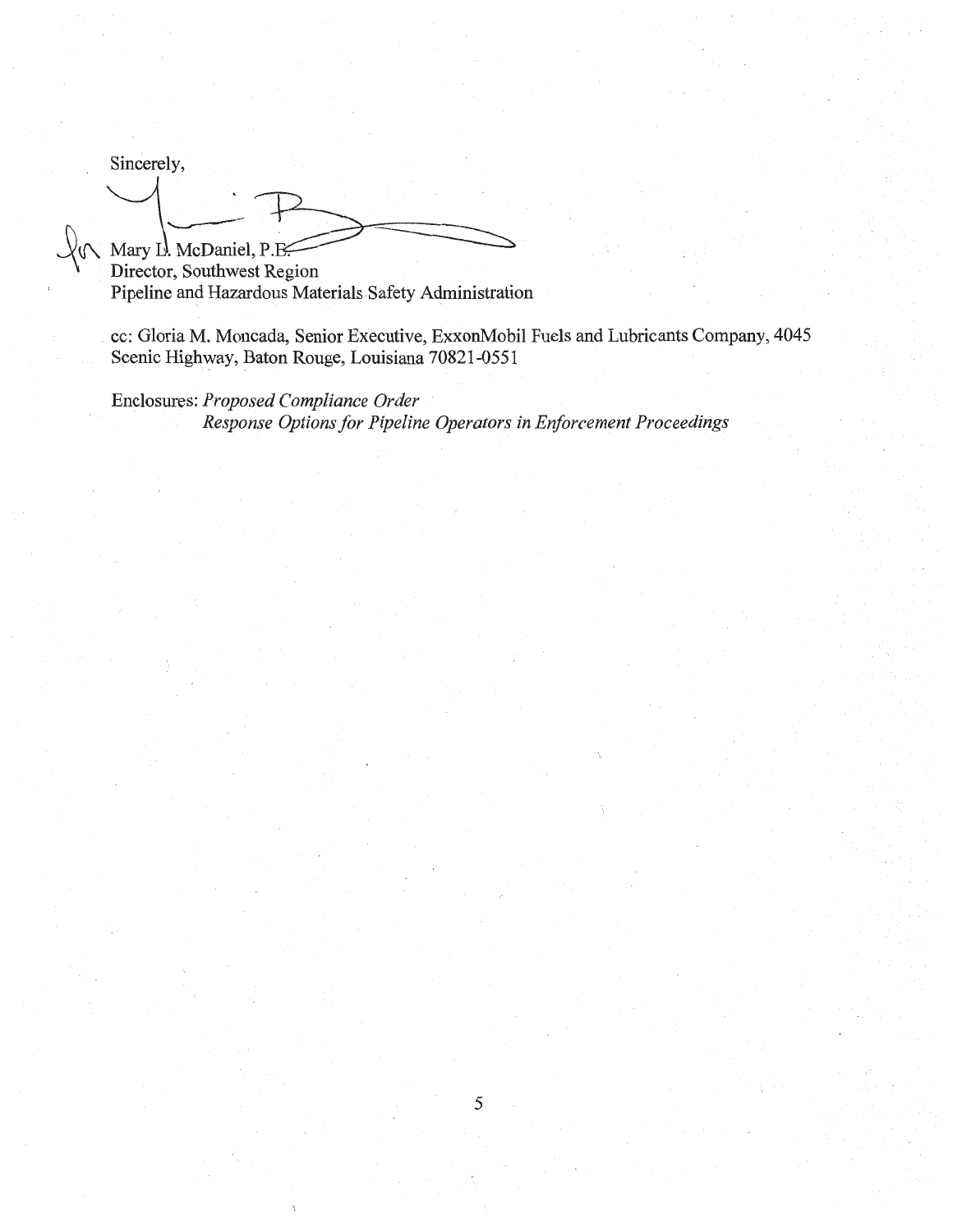Sincerely,

for Mary L. McDaniel, P.E.
Director, Southwest Region
Pipeline and Hazardous Materials Safety Administration

cc: Gloria M. Moncada, Senior Executive, ExxonMobil Fuels and Lubricants Company, 4045 Scenic Highway, Baton Rouge, Louisiana 70821-0551

Enclosures: *Proposed Compliance Order*
*Response Options for Pipeline Operators in Enforcement Proceedings*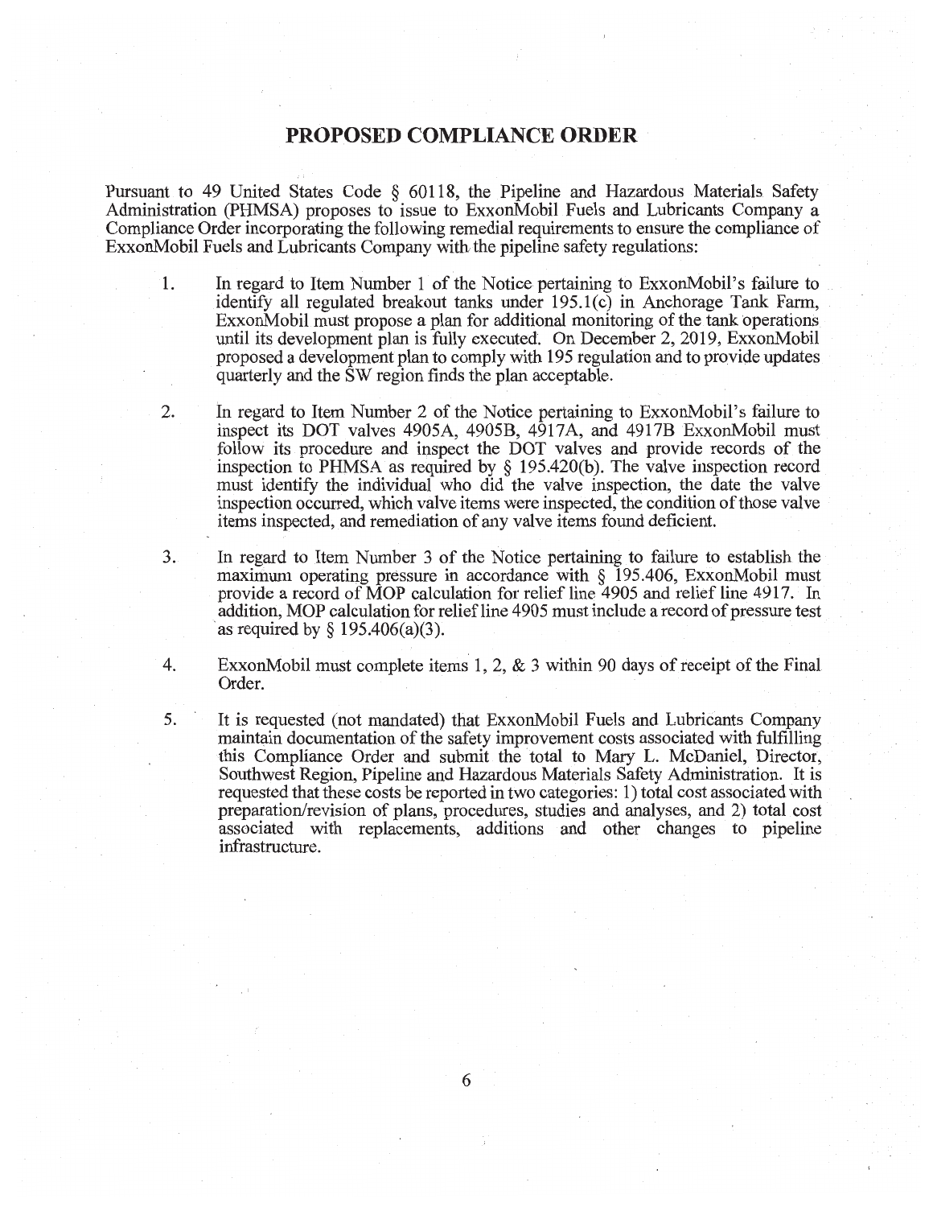## PROPOSED COMPLIANCE ORDER

Pursuant to 49 United States Code § 60118, the Pipeline and Hazardous Materials Safety Administration (PHMSA) proposes to issue to ExxonMobil Fuels and Lubricants Company a Compliance Order incorporating the following remedial requirements to ensure the compliance of ExxonMobil Fuels and Lubricants Company with the pipeline safety regulations:

1. In regard to Item Number 1 of the Notice pertaining to ExxonMobil's failure to identify all regulated breakout tanks under 195.1(c) in Anchorage Tank Farm, ExxonMobil must propose a plan for additional monitoring of the tank operations until its development plan is fully executed. On December 2, 2019, ExxonMobil proposed a development plan to comply with 195 regulation and to provide updates quarterly and the SW region finds the plan acceptable.

2. In regard to Item Number 2 of the Notice pertaining to ExxonMobil's failure to inspect its DOT valves 4905A, 4905B, 4917A, and 4917B ExxonMobil must follow its procedure and inspect the DOT valves and provide records of the inspection to PHMSA as required by § 195.420(b). The valve inspection record must identify the individual who did the valve inspection, the date the valve inspection occurred, which valve items were inspected, the condition of those valve items inspected, and remediation of any valve items found deficient.

3. In regard to Item Number 3 of the Notice pertaining to failure to establish the maximum operating pressure in accordance with § 195.406, ExxonMobil must provide a record of MOP calculation for relief line 4905 and relief line 4917. In addition, MOP calculation for relief line 4905 must include a record of pressure test as required by § 195.406(a)(3).

4. ExxonMobil must complete items 1, 2, & 3 within 90 days of receipt of the Final Order.

5. It is requested (not mandated) that ExxonMobil Fuels and Lubricants Company maintain documentation of the safety improvement costs associated with fulfilling this Compliance Order and submit the total to Mary L. McDaniel, Director, Southwest Region, Pipeline and Hazardous Materials Safety Administration. It is requested that these costs be reported in two categories: 1) total cost associated with preparation/revision of plans, procedures, studies and analyses, and 2) total cost associated with replacements, additions and other changes to pipeline infrastructure.